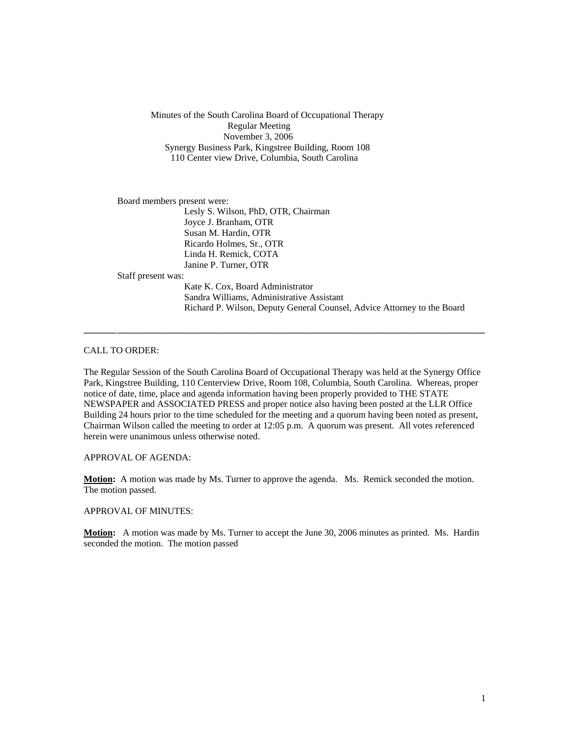Minutes of the South Carolina Board of Occupational Therapy
Regular Meeting
November 3, 2006
Synergy Business Park, Kingstree Building, Room 108
110 Center view Drive, Columbia, South Carolina

Board members present were:
- Lesly S. Wilson, PhD, OTR, Chairman
- Joyce J. Branham, OTR
- Susan M. Hardin, OTR
- Ricardo Holmes, Sr., OTR
- Linda H. Remick, COTA
- Janine P. Turner, OTR

Staff present was:
- Kate K. Cox, Board Administrator
- Sandra Williams, Administrative Assistant
- Richard P. Wilson, Deputy General Counsel, Advice Attorney to the Board

---

CALL TO ORDER:

The Regular Session of the South Carolina Board of Occupational Therapy was held at the Synergy Office Park, Kingstree Building, 110 Centerview Drive, Room 108, Columbia, South Carolina. Whereas, proper notice of date, time, place and agenda information having been properly provided to THE STATE NEWSPAPER and ASSOCIATED PRESS and proper notice also having been posted at the LLR Office Building 24 hours prior to the time scheduled for the meeting and a quorum having been noted as present, Chairman Wilson called the meeting to order at 12:05 p.m. A quorum was present. All votes referenced herein were unanimous unless otherwise noted.

APPROVAL OF AGENDA:

**Motion:** A motion was made by Ms. Turner to approve the agenda. Ms. Remick seconded the motion. The motion passed.

APPROVAL OF MINUTES:

**Motion:** A motion was made by Ms. Turner to accept the June 30, 2006 minutes as printed. Ms. Hardin seconded the motion. The motion passed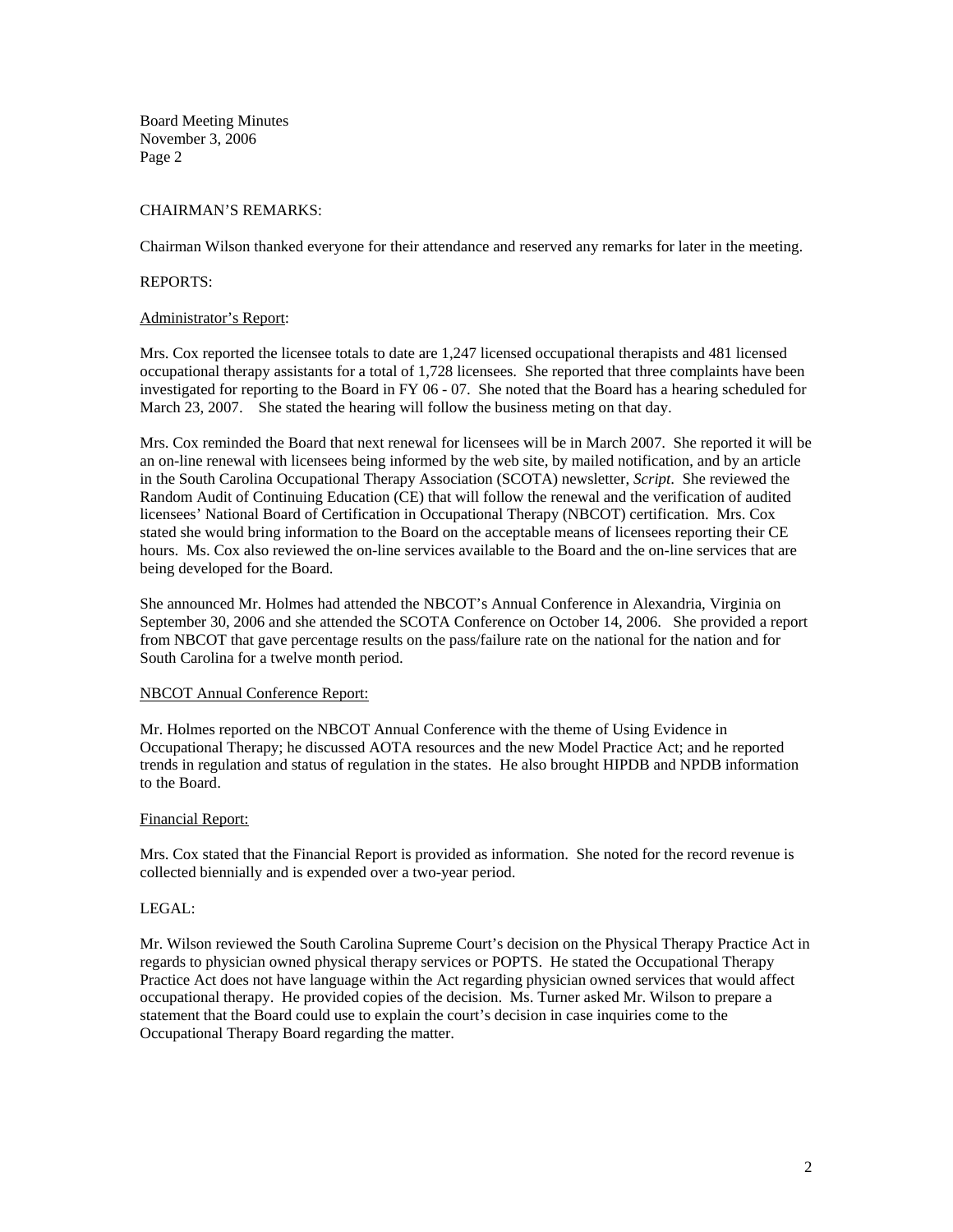CHAIRMAN'S REMARKS:

Chairman Wilson thanked everyone for their attendance and reserved any remarks for later in the meeting.

REPORTS:

Administrator's Report:

Mrs. Cox reported the licensee totals to date are 1,247 licensed occupational therapists and 481 licensed occupational therapy assistants for a total of 1,728 licensees. She reported that three complaints have been investigated for reporting to the Board in FY 06 - 07. She noted that the Board has a hearing scheduled for March 23, 2007. She stated the hearing will follow the business meting on that day.

Mrs. Cox reminded the Board that next renewal for licensees will be in March 2007. She reported it will be an on-line renewal with licensees being informed by the web site, by mailed notification, and by an article in the South Carolina Occupational Therapy Association (SCOTA) newsletter, *Script*. She reviewed the Random Audit of Continuing Education (CE) that will follow the renewal and the verification of audited licensees' National Board of Certification in Occupational Therapy (NBCOT) certification. Mrs. Cox stated she would bring information to the Board on the acceptable means of licensees reporting their CE hours. Ms. Cox also reviewed the on-line services available to the Board and the on-line services that are being developed for the Board.

She announced Mr. Holmes had attended the NBCOT's Annual Conference in Alexandria, Virginia on September 30, 2006 and she attended the SCOTA Conference on October 14, 2006. She provided a report from NBCOT that gave percentage results on the pass/failure rate on the national for the nation and for South Carolina for a twelve month period.

NBCOT Annual Conference Report:

Mr. Holmes reported on the NBCOT Annual Conference with the theme of Using Evidence in Occupational Therapy; he discussed AOTA resources and the new Model Practice Act; and he reported trends in regulation and status of regulation in the states. He also brought HIPDB and NPDB information to the Board.

Financial Report:

Mrs. Cox stated that the Financial Report is provided as information. She noted for the record revenue is collected biennially and is expended over a two-year period.

LEGAL:

Mr. Wilson reviewed the South Carolina Supreme Court's decision on the Physical Therapy Practice Act in regards to physician owned physical therapy services or POPTS. He stated the Occupational Therapy Practice Act does not have language within the Act regarding physician owned services that would affect occupational therapy. He provided copies of the decision. Ms. Turner asked Mr. Wilson to prepare a statement that the Board could use to explain the court's decision in case inquiries come to the Occupational Therapy Board regarding the matter.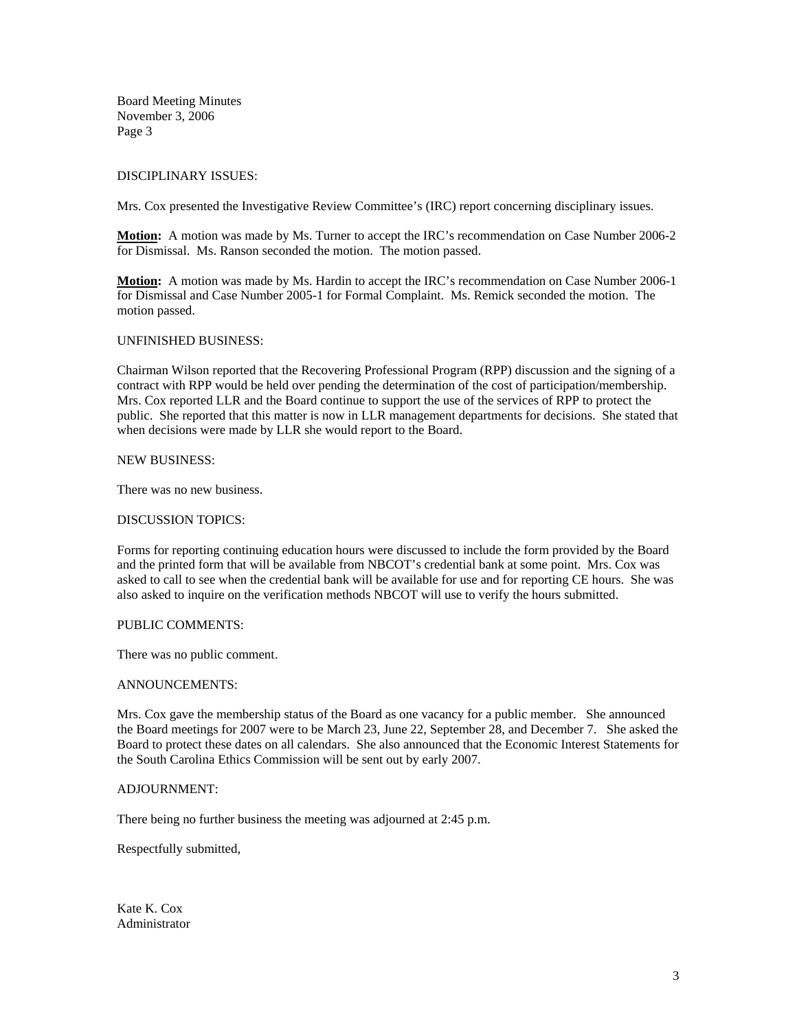DISCIPLINARY ISSUES:

Mrs. Cox presented the Investigative Review Committee's (IRC) report concerning disciplinary issues.

**Motion:** A motion was made by Ms. Turner to accept the IRC's recommendation on Case Number 2006-2 for Dismissal. Ms. Ranson seconded the motion. The motion passed.

**Motion:** A motion was made by Ms. Hardin to accept the IRC's recommendation on Case Number 2006-1 for Dismissal and Case Number 2005-1 for Formal Complaint. Ms. Remick seconded the motion. The motion passed.

UNFINISHED BUSINESS:

Chairman Wilson reported that the Recovering Professional Program (RPP) discussion and the signing of a contract with RPP would be held over pending the determination of the cost of participation/membership. Mrs. Cox reported LLR and the Board continue to support the use of the services of RPP to protect the public. She reported that this matter is now in LLR management departments for decisions. She stated that when decisions were made by LLR she would report to the Board.

NEW BUSINESS:

There was no new business.

DISCUSSION TOPICS:

Forms for reporting continuing education hours were discussed to include the form provided by the Board and the printed form that will be available from NBCOT's credential bank at some point. Mrs. Cox was asked to call to see when the credential bank will be available for use and for reporting CE hours. She was also asked to inquire on the verification methods NBCOT will use to verify the hours submitted.

PUBLIC COMMENTS:

There was no public comment.

ANNOUNCEMENTS:

Mrs. Cox gave the membership status of the Board as one vacancy for a public member. She announced the Board meetings for 2007 were to be March 23, June 22, September 28, and December 7. She asked the Board to protect these dates on all calendars. She also announced that the Economic Interest Statements for the South Carolina Ethics Commission will be sent out by early 2007.

ADJOURNMENT:

There being no further business the meeting was adjourned at 2:45 p.m.

Respectfully submitted,

Kate K. Cox
Administrator